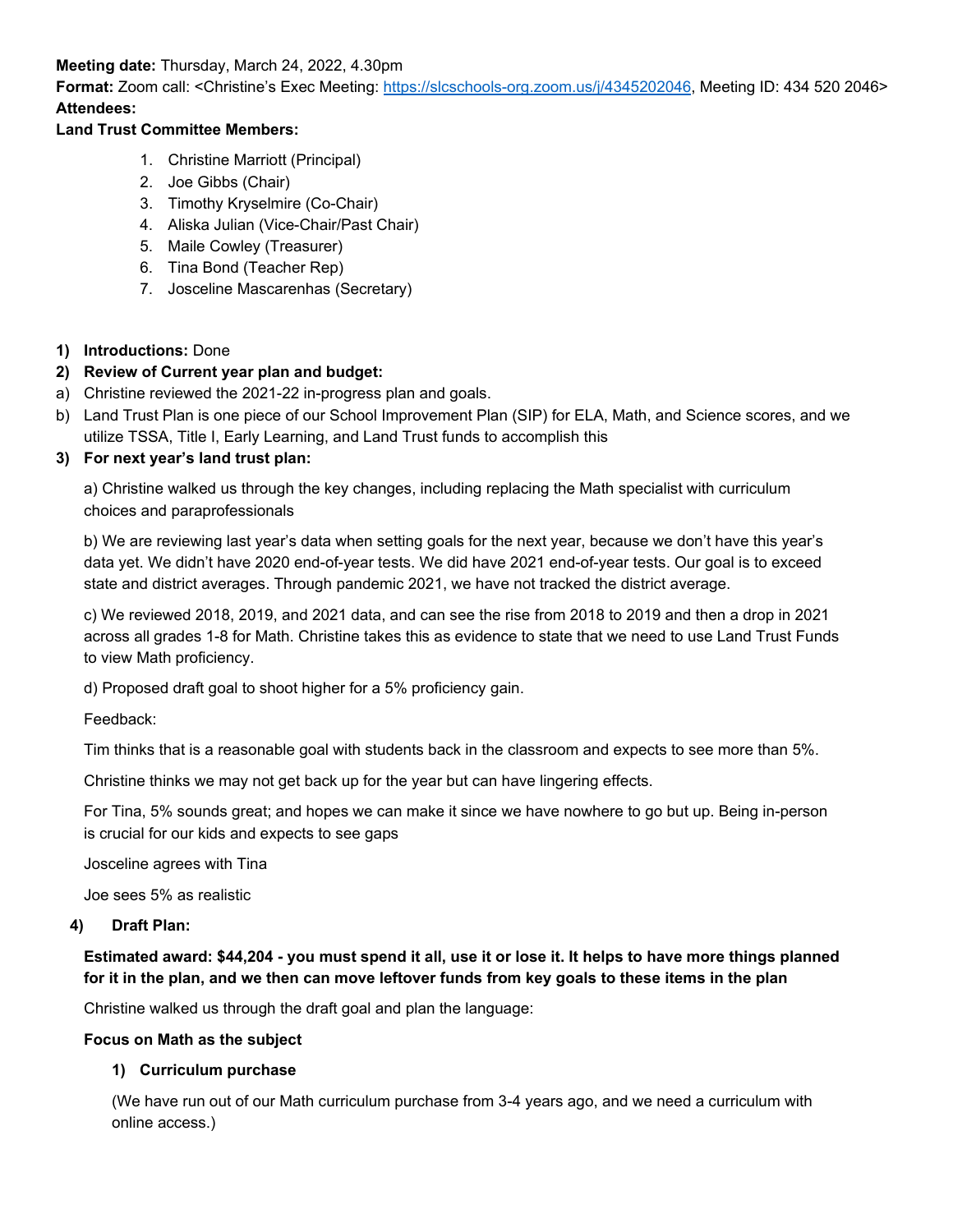**Meeting date:** Thursday, March 24, 2022, 4.30pm

**Format:** Zoom call: <Christine's Exec Meeting: https://slcschools-org.zoom.us/j/4345202046, Meeting ID: 434 520 2046>

**Attendees:**

**Land Trust Committee Members:**

1. Christine Marriott (Principal)
2. Joe Gibbs (Chair)
3. Timothy Kryselmire (Co-Chair)
4. Aliska Julian (Vice-Chair/Past Chair)
5. Maile Cowley (Treasurer)
6. Tina Bond (Teacher Rep)
7. Josceline Mascarenhas (Secretary)

1) **Introductions:** Done

2) **Review of Current year plan and budget:**

a) Christine reviewed the 2021-22 in-progress plan and goals.

b) Land Trust Plan is one piece of our School Improvement Plan (SIP) for ELA, Math, and Science scores, and we utilize TSSA, Title I, Early Learning, and Land Trust funds to accomplish this

3) **For next year's land trust plan:**

a) Christine walked us through the key changes, including replacing the Math specialist with curriculum choices and paraprofessionals

b) We are reviewing last year's data when setting goals for the next year, because we don't have this year's data yet. We didn't have 2020 end-of-year tests. We did have 2021 end-of-year tests. Our goal is to exceed state and district averages. Through pandemic 2021, we have not tracked the district average.

c) We reviewed 2018, 2019, and 2021 data, and can see the rise from 2018 to 2019 and then a drop in 2021 across all grades 1-8 for Math. Christine takes this as evidence to state that we need to use Land Trust Funds to view Math proficiency.

d) Proposed draft goal to shoot higher for a 5% proficiency gain.

Feedback:

Tim thinks that is a reasonable goal with students back in the classroom and expects to see more than 5%.

Christine thinks we may not get back up for the year but can have lingering effects.

For Tina, 5% sounds great; and hopes we can make it since we have nowhere to go but up. Being in-person is crucial for our kids and expects to see gaps

Josceline agrees with Tina

Joe sees 5% as realistic

4) **Draft Plan:**

**Estimated award: $44,204 - you must spend it all, use it or lose it. It helps to have more things planned for it in the plan, and we then can move leftover funds from key goals to these items in the plan**

Christine walked us through the draft goal and plan the language:

**Focus on Math as the subject**

1) **Curriculum purchase**

(We have run out of our Math curriculum purchase from 3-4 years ago, and we need a curriculum with online access.)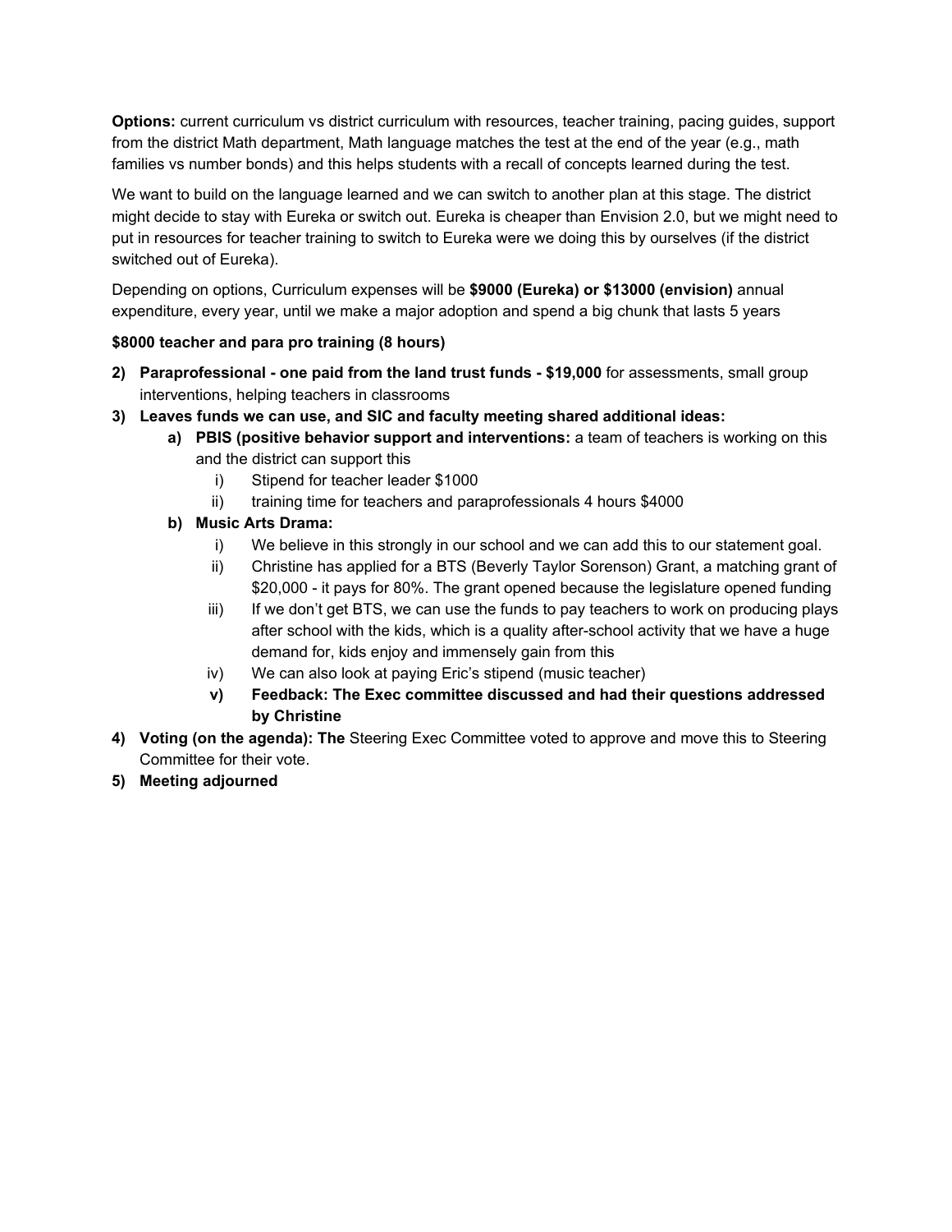**Options:** current curriculum vs district curriculum with resources, teacher training, pacing guides, support from the district Math department, Math language matches the test at the end of the year (e.g., math families vs number bonds) and this helps students with a recall of concepts learned during the test.

We want to build on the language learned and we can switch to another plan at this stage. The district might decide to stay with Eureka or switch out. Eureka is cheaper than Envision 2.0, but we might need to put in resources for teacher training to switch to Eureka were we doing this by ourselves (if the district switched out of Eureka).

Depending on options, Curriculum expenses will be **$9000 (Eureka) or $13000 (envision)** annual expenditure, every year, until we make a major adoption and spend a big chunk that lasts 5 years

**$8000 teacher and para pro training (8 hours)**

2) **Paraprofessional - one paid from the land trust funds - $19,000** for assessments, small group interventions, helping teachers in classrooms
3) **Leaves funds we can use, and SIC and faculty meeting shared additional ideas:**
   a) **PBIS (positive behavior support and interventions:** a team of teachers is working on this and the district can support this
      i) Stipend for teacher leader $1000
      ii) training time for teachers and paraprofessionals 4 hours $4000
   b) **Music Arts Drama:**
      i) We believe in this strongly in our school and we can add this to our statement goal.
      ii) Christine has applied for a BTS (Beverly Taylor Sorenson) Grant, a matching grant of $20,000 - it pays for 80%. The grant opened because the legislature opened funding
      iii) If we don't get BTS, we can use the funds to pay teachers to work on producing plays after school with the kids, which is a quality after-school activity that we have a huge demand for, kids enjoy and immensely gain from this
      iv) We can also look at paying Eric's stipend (music teacher)
      v) **Feedback: The Exec committee discussed and had their questions addressed by Christine**
4) **Voting (on the agenda): The** Steering Exec Committee voted to approve and move this to Steering Committee for their vote.
5) **Meeting adjourned**